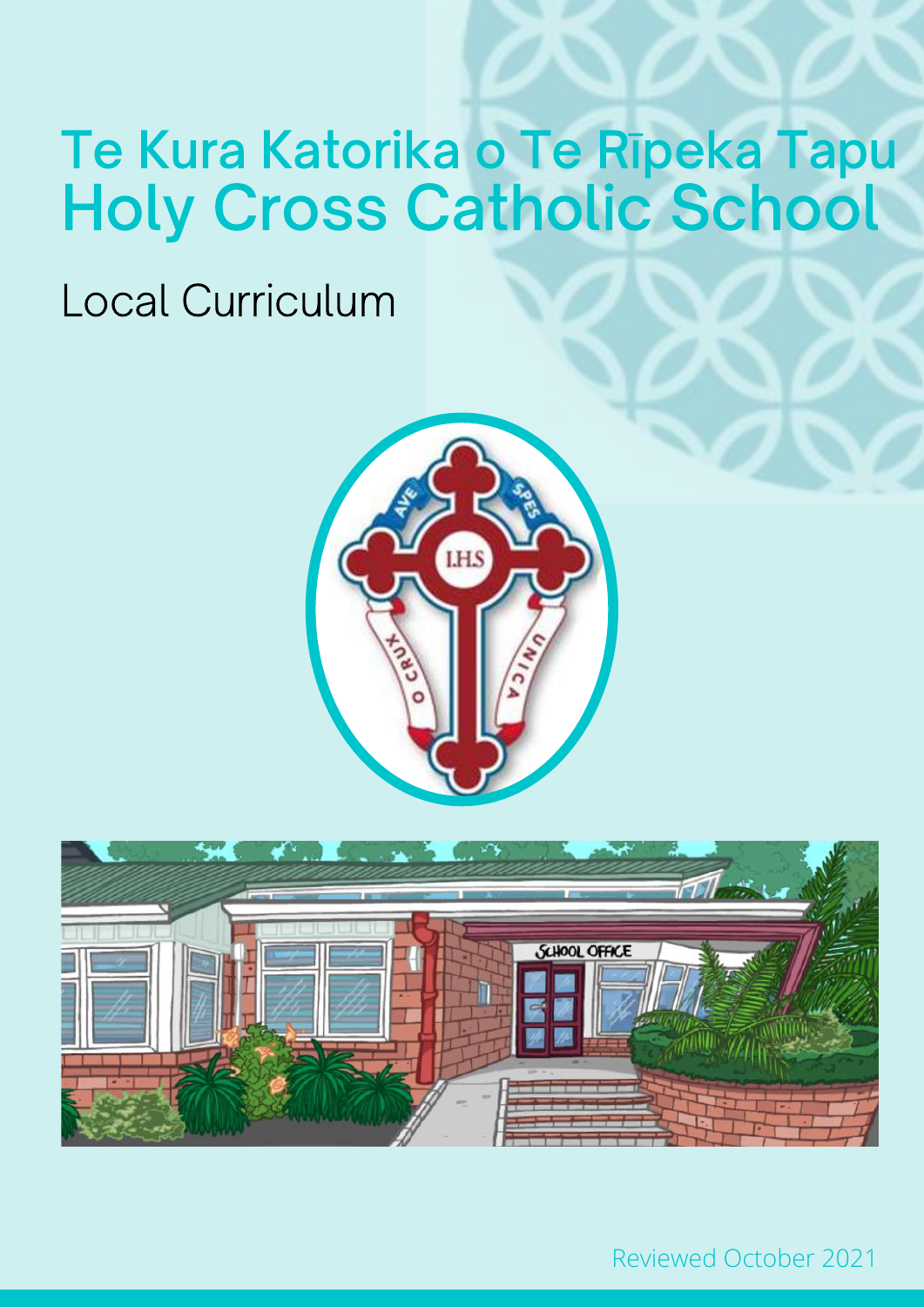# Te Kura Katorika o Te Rīpeka Tapu
# Holy Cross Catholic School

## Local Curriculum

Reviewed October 2021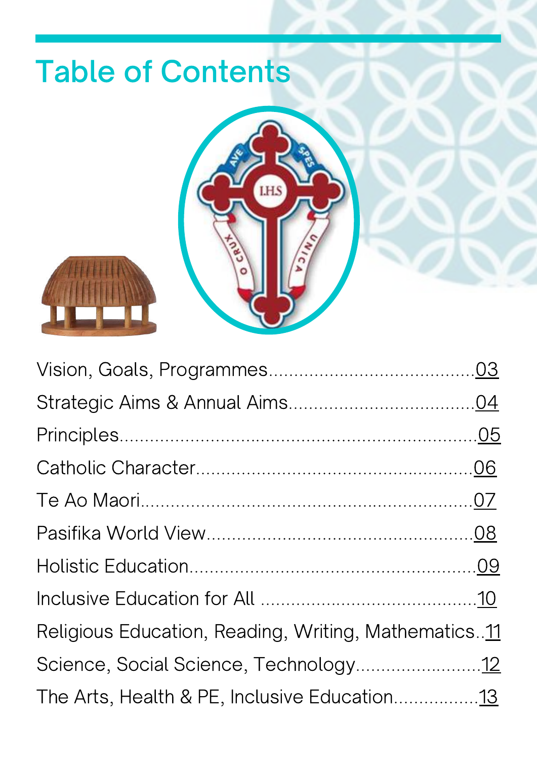# Table of Contents

Vision, Goals, Programmes........................................03

Strategic Aims & Annual Aims....................................04

Principles.............................................................05

Catholic Character..................................................06

Te Ao Maori............................................................07

Pasifika World View.................................................08

Holistic Education....................................................09

Inclusive Education for All ........................................10

Religious Education, Reading, Writing, Mathematics..11

Science, Social Science, Technology.........................12

The Arts, Health & PE, Inclusive Education................13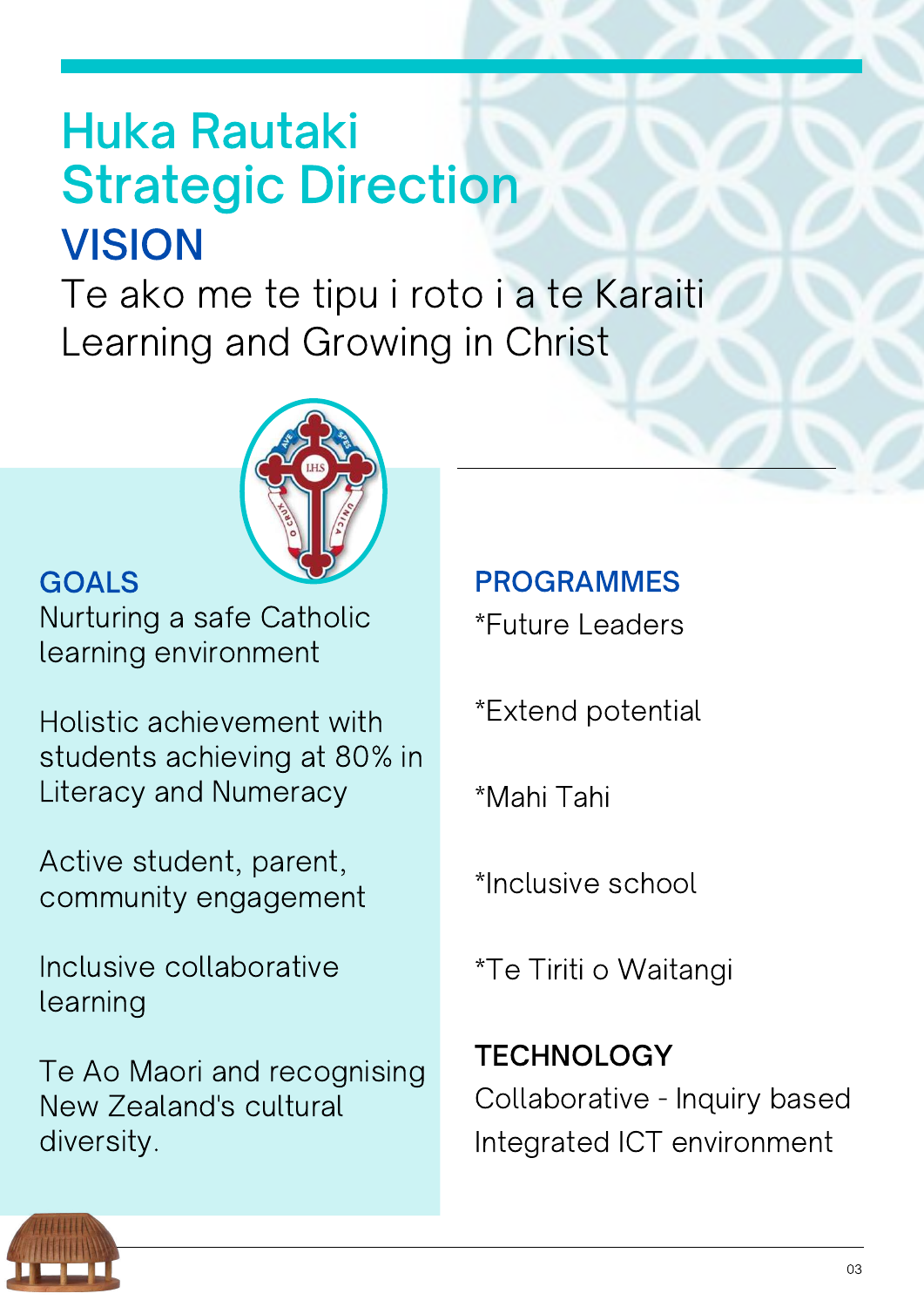# Huka Rautaki
# Strategic Direction

## VISION

Te ako me te tipu i roto i a te Karaiti
Learning and Growing in Christ

### GOALS

Nurturing a safe Catholic learning environment

Holistic achievement with students achieving at 80% in Literacy and Numeracy

Active student, parent, community engagement

Inclusive collaborative learning

Te Ao Maori and recognising New Zealand's cultural diversity.

### PROGRAMMES

*Future Leaders

*Extend potential

*Mahi Tahi

*Inclusive school

*Te Tiriti o Waitangi

### TECHNOLOGY

Collaborative - Inquiry based
Integrated ICT environment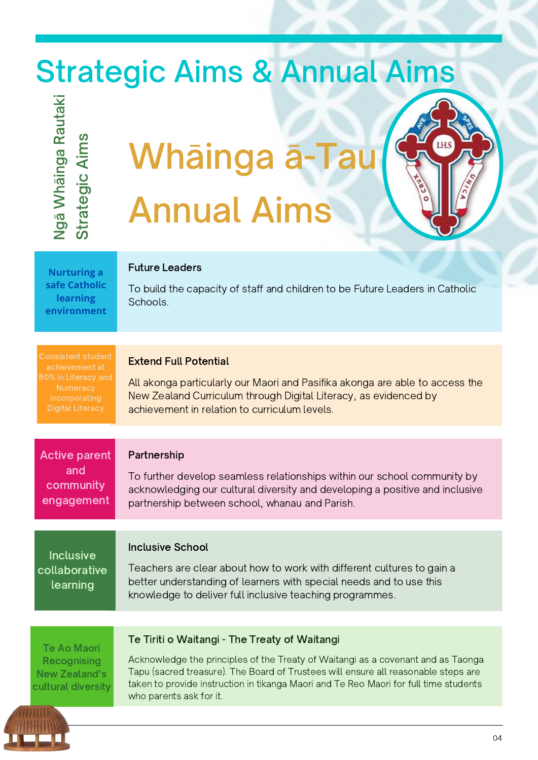# Strategic Aims & Annual Aims

Ngā Whāinga Rautaki
Strategic Aims

## Whāinga ā-Tau
## Annual Aims

| Strategic Aims | Annual Aims |
|---|---|
| **Nurturing a safe Catholic learning environment** | **Future Leaders**<br>To build the capacity of staff and children to be Future Leaders in Catholic Schools. |
| Consistent student achievement at 80% in Literacy and Numeracy incorporating Digital Literacy | **Extend Full Potential**<br>All akonga particularly our Maori and Pasifika akonga are able to access the New Zealand Curriculum through Digital Literacy, as evidenced by achievement in relation to curriculum levels. |
| Active parent and community engagement | **Partnership**<br>To further develop seamless relationships within our school community by acknowledging our cultural diversity and developing a positive and inclusive partnership between school, whanau and Parish. |
| Inclusive collaborative learning | **Inclusive School**<br>Teachers are clear about how to work with different cultures to gain a better understanding of learners with special needs and to use this knowledge to deliver full inclusive teaching programmes. |
| Te Ao Maori Recognising New Zealand's cultural diversity | **Te Tiriti o Waitangi - The Treaty of Waitangi**<br>Acknowledge the principles of the Treaty of Waitangi as a covenant and as Taonga Tapu (sacred treasure). The Board of Trustees will ensure all reasonable steps are taken to provide instruction in tikanga Maori and Te Reo Maori for full time students who parents ask for it. |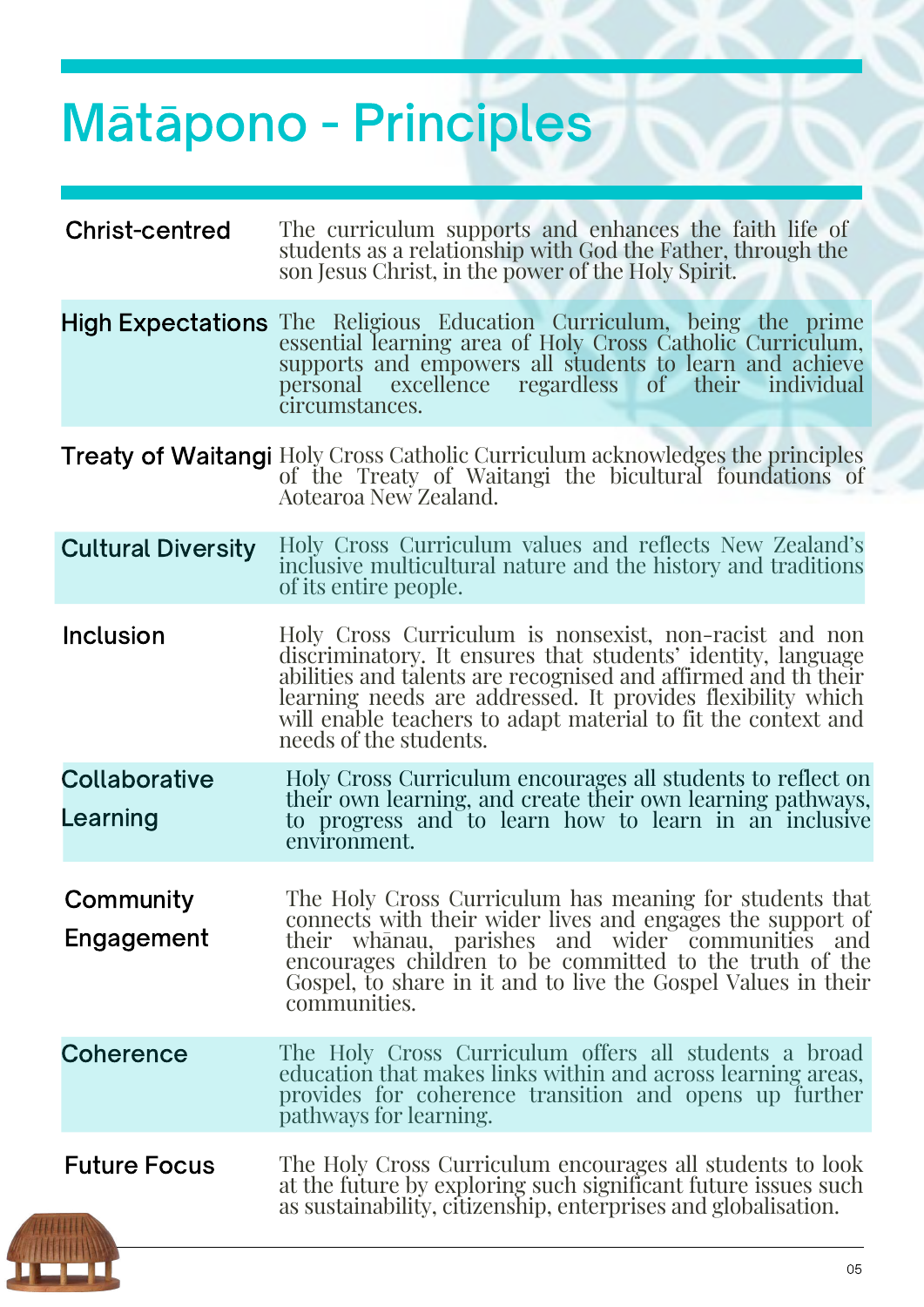# Mātāpono - Principles

| | |
|---|---|
| **Christ-centred** | The curriculum supports and enhances the faith life of students as a relationship with God the Father, through the son Jesus Christ, in the power of the Holy Spirit. |
| **High Expectations** | The Religious Education Curriculum, being the prime essential learning area of Holy Cross Catholic Curriculum, supports and empowers all students to learn and achieve personal excellence regardless of their individual circumstances. |
| **Treaty of Waitangi** | Holy Cross Catholic Curriculum acknowledges the principles of the Treaty of Waitangi the bicultural foundations of Aotearoa New Zealand. |
| **Cultural Diversity** | Holy Cross Curriculum values and reflects New Zealand's inclusive multicultural nature and the history and traditions of its entire people. |
| **Inclusion** | Holy Cross Curriculum is nonsexist, non-racist and non discriminatory. It ensures that students' identity, language abilities and talents are recognised and affirmed and th their learning needs are addressed. It provides flexibility which will enable teachers to adapt material to fit the context and needs of the students. |
| **Collaborative Learning** | Holy Cross Curriculum encourages all students to reflect on their own learning, and create their own learning pathways, to progress and to learn how to learn in an inclusive environment. |
| **Community Engagement** | The Holy Cross Curriculum has meaning for students that connects with their wider lives and engages the support of their whānau, parishes and wider communities and encourages children to be committed to the truth of the Gospel, to share in it and to live the Gospel Values in their communities. |
| **Coherence** | The Holy Cross Curriculum offers all students a broad education that makes links within and across learning areas, provides for coherence transition and opens up further pathways for learning. |
| **Future Focus** | The Holy Cross Curriculum encourages all students to look at the future by exploring such significant future issues such as sustainability, citizenship, enterprises and globalisation. |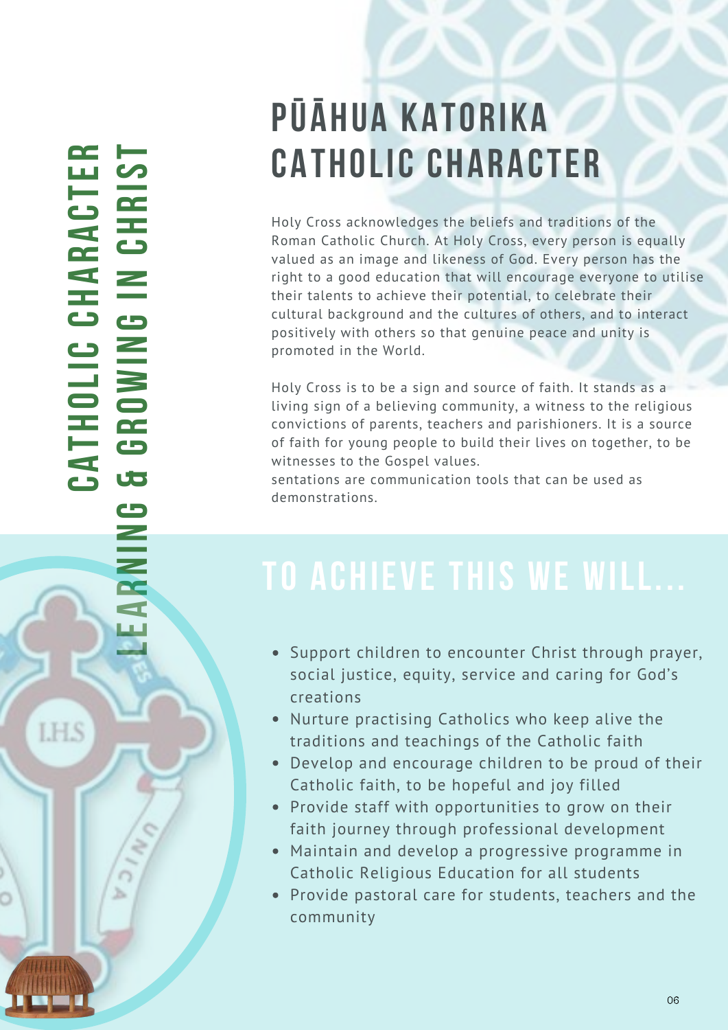# CATHOLIC CHARACTER

## LEARNING & GROWING IN CHRIST

# PŪĀHUA KATORIKA CATHOLIC CHARACTER

Holy Cross acknowledges the beliefs and traditions of the Roman Catholic Church. At Holy Cross, every person is equally valued as an image and likeness of God. Every person has the right to a good education that will encourage everyone to utilise their talents to achieve their potential, to celebrate their cultural background and the cultures of others, and to interact positively with others so that genuine peace and unity is promoted in the World.

Holy Cross is to be a sign and source of faith. It stands as a living sign of a believing community, a witness to the religious convictions of parents, teachers and parishioners. It is a source of faith for young people to build their lives on together, to be witnesses to the Gospel values.
sentations are communication tools that can be used as demonstrations.

## TO ACHIEVE THIS WE WILL...

- Support children to encounter Christ through prayer, social justice, equity, service and caring for God's creations
- Nurture practising Catholics who keep alive the traditions and teachings of the Catholic faith
- Develop and encourage children to be proud of their Catholic faith, to be hopeful and joy filled
- Provide staff with opportunities to grow on their faith journey through professional development
- Maintain and develop a progressive programme in Catholic Religious Education for all students
- Provide pastoral care for students, teachers and the community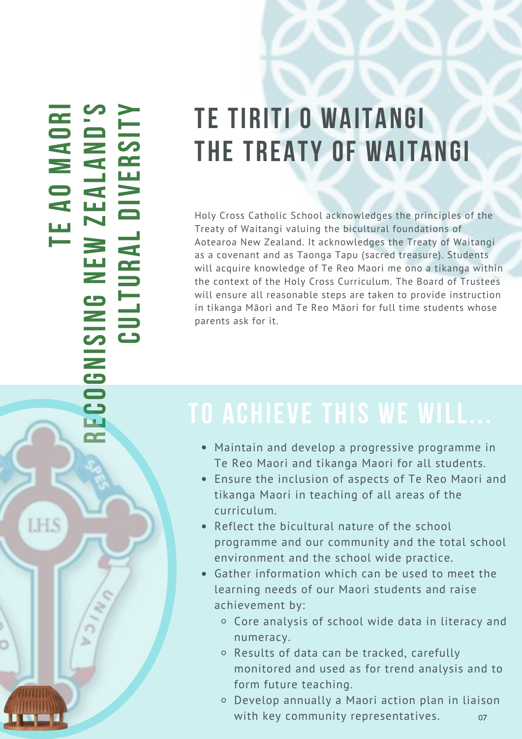# TE AO MAORI RECOGNISING NEW ZEALAND'S CULTURAL DIVERSITY

## TE TIRITI O WAITANGI THE TREATY OF WAITANGI

Holy Cross Catholic School acknowledges the principles of the Treaty of Waitangi valuing the bicultural foundations of Aotearoa New Zealand. It acknowledges the Treaty of Waitangi as a covenant and as Taonga Tapu (sacred treasure). Students will acquire knowledge of Te Reo Maori me ono a tikanga within the context of the Holy Cross Curriculum. The Board of Trustees will ensure all reasonable steps are taken to provide instruction in tikanga Māori and Te Reo Māori for full time students whose parents ask for it.

## TO ACHIEVE THIS WE WILL...

- Maintain and develop a progressive programme in Te Reo Maori and tikanga Maori for all students.
- Ensure the inclusion of aspects of Te Reo Maori and tikanga Maori in teaching of all areas of the curriculum.
- Reflect the bicultural nature of the school programme and our community and the total school environment and the school wide practice.
- Gather information which can be used to meet the learning needs of our Maori students and raise achievement by:
  - Core analysis of school wide data in literacy and numeracy.
  - Results of data can be tracked, carefully monitored and used as for trend analysis and to form future teaching.
  - Develop annually a Maori action plan in liaison with key community representatives.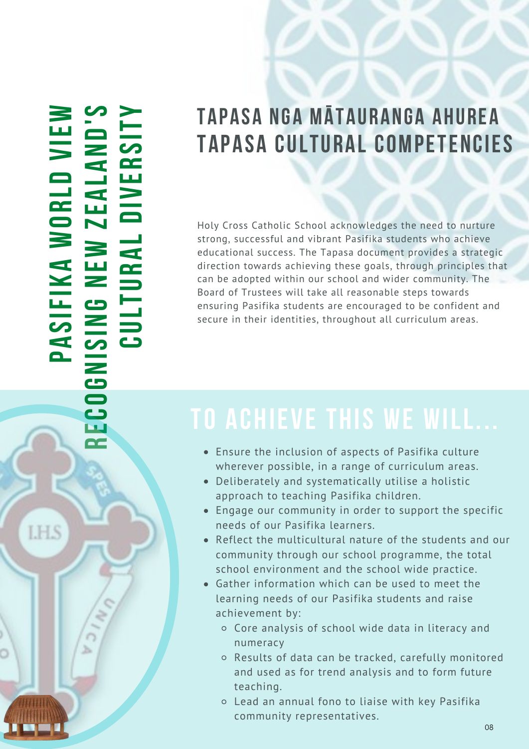# PASIFIKA WORLD VIEW RECOGNISING NEW ZEALAND'S CULTURAL DIVERSITY

## TAPASA NGA MĀTAURANGA AHUREA TAPASA CULTURAL COMPETENCIES

Holy Cross Catholic School acknowledges the need to nurture strong, successful and vibrant Pasifika students who achieve educational success. The Tapasa document provides a strategic direction towards achieving these goals, through principles that can be adopted within our school and wider community. The Board of Trustees will take all reasonable steps towards ensuring Pasifika students are encouraged to be confident and secure in their identities, throughout all curriculum areas.

## TO ACHIEVE THIS WE WILL...

- Ensure the inclusion of aspects of Pasifika culture wherever possible, in a range of curriculum areas.
- Deliberately and systematically utilise a holistic approach to teaching Pasifika children.
- Engage our community in order to support the specific needs of our Pasifika learners.
- Reflect the multicultural nature of the students and our community through our school programme, the total school environment and the school wide practice.
- Gather information which can be used to meet the learning needs of our Pasifika students and raise achievement by:
  - Core analysis of school wide data in literacy and numeracy
  - Results of data can be tracked, carefully monitored and used as for trend analysis and to form future teaching.
  - Lead an annual fono to liaise with key Pasifika community representatives.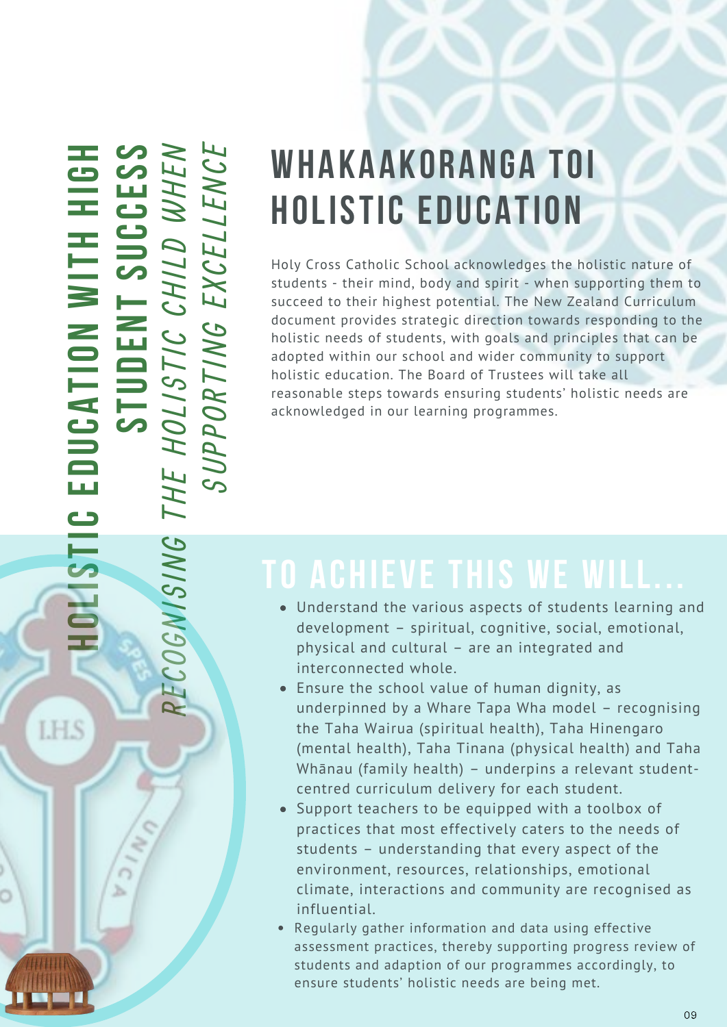# HOLISTIC EDUCATION WITH HIGH STUDENT SUCCESS

*RECOGNISING THE HOLISTIC CHILD WHEN SUPPORTING EXCELLENCE*

## WHAKAAKORANGA TOI HOLISTIC EDUCATION

Holy Cross Catholic School acknowledges the holistic nature of students - their mind, body and spirit - when supporting them to succeed to their highest potential. The New Zealand Curriculum document provides strategic direction towards responding to the holistic needs of students, with goals and principles that can be adopted within our school and wider community to support holistic education. The Board of Trustees will take all reasonable steps towards ensuring students' holistic needs are acknowledged in our learning programmes.

## TO ACHIEVE THIS WE WILL...

- Understand the various aspects of students learning and development – spiritual, cognitive, social, emotional, physical and cultural – are an integrated and interconnected whole.
- Ensure the school value of human dignity, as underpinned by a Whare Tapa Wha model – recognising the Taha Wairua (spiritual health), Taha Hinengaro (mental health), Taha Tinana (physical health) and Taha Whānau (family health) – underpins a relevant student-centred curriculum delivery for each student.
- Support teachers to be equipped with a toolbox of practices that most effectively caters to the needs of students – understanding that every aspect of the environment, resources, relationships, emotional climate, interactions and community are recognised as influential.
- Regularly gather information and data using effective assessment practices, thereby supporting progress review of students and adaption of our programmes accordingly, to ensure students' holistic needs are being met.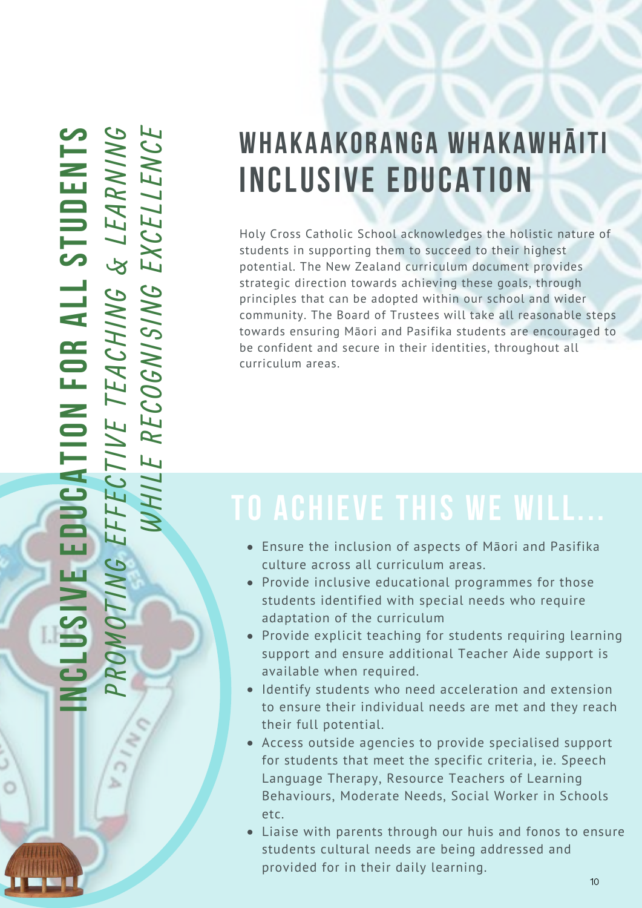**INCLUSIVE EDUCATION FOR ALL STUDENTS**

*PROMOTING EFFECTIVE TEACHING & LEARNING WHILE RECOGNISING EXCELLENCE*

# WHAKAAKORANGA WHAKAWHĀITI INCLUSIVE EDUCATION

Holy Cross Catholic School acknowledges the holistic nature of students in supporting them to succeed to their highest potential. The New Zealand curriculum document provides strategic direction towards achieving these goals, through principles that can be adopted within our school and wider community. The Board of Trustees will take all reasonable steps towards ensuring Māori and Pasifika students are encouraged to be confident and secure in their identities, throughout all curriculum areas.

## TO ACHIEVE THIS WE WILL...

- Ensure the inclusion of aspects of Māori and Pasifika culture across all curriculum areas.
- Provide inclusive educational programmes for those students identified with special needs who require adaptation of the curriculum
- Provide explicit teaching for students requiring learning support and ensure additional Teacher Aide support is available when required.
- Identify students who need acceleration and extension to ensure their individual needs are met and they reach their full potential.
- Access outside agencies to provide specialised support for students that meet the specific criteria, ie. Speech Language Therapy, Resource Teachers of Learning Behaviours, Moderate Needs, Social Worker in Schools etc.
- Liaise with parents through our huis and fonos to ensure students cultural needs are being addressed and provided for in their daily learning.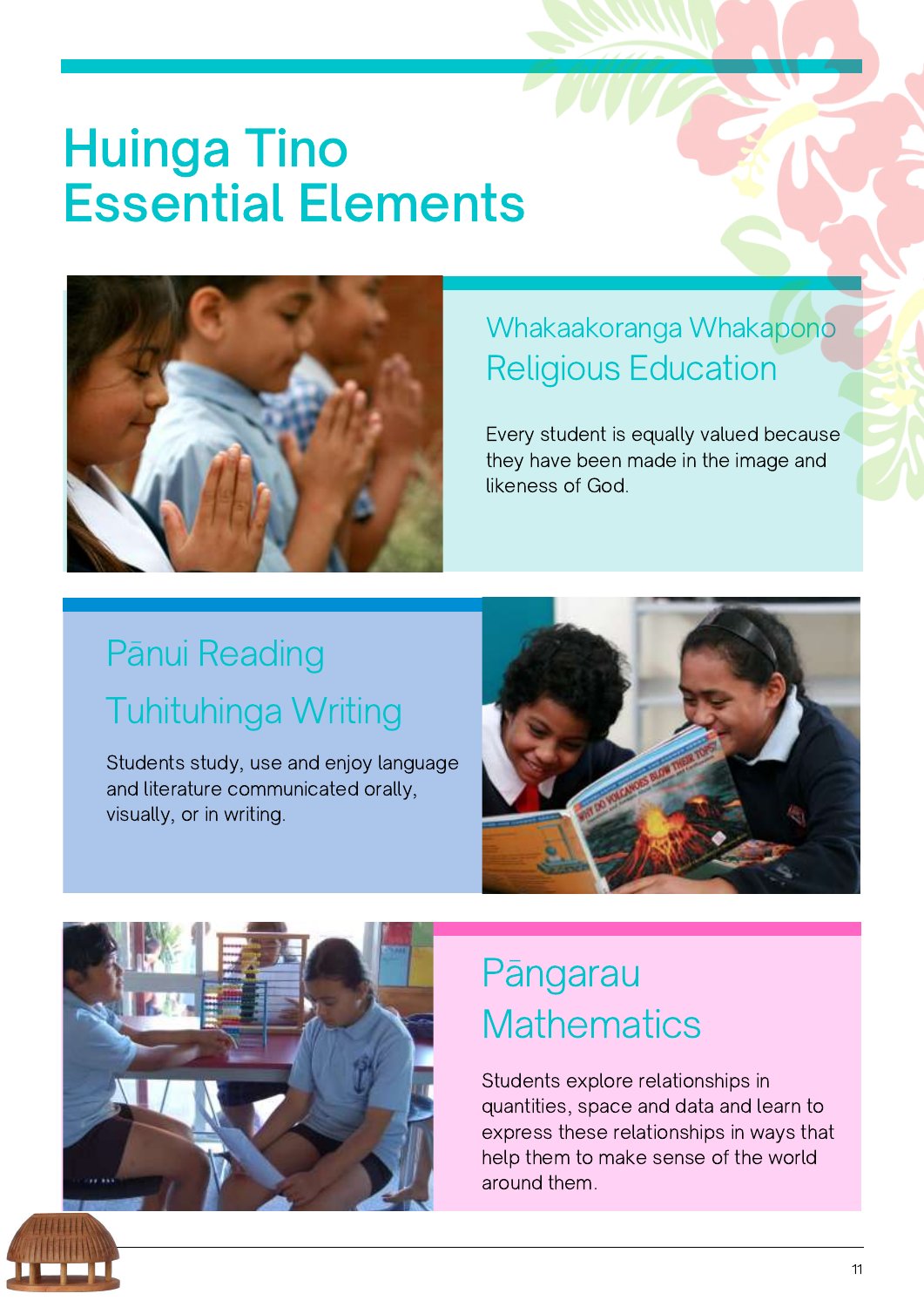# Huinga Tino Essential Elements

## Whakaakoranga Whakapono Religious Education

Every student is equally valued because they have been made in the image and likeness of God.

## Pānui Reading Tuhituhinga Writing

Students study, use and enjoy language and literature communicated orally, visually, or in writing.

## Pāngarau Mathematics

Students explore relationships in quantities, space and data and learn to express these relationships in ways that help them to make sense of the world around them.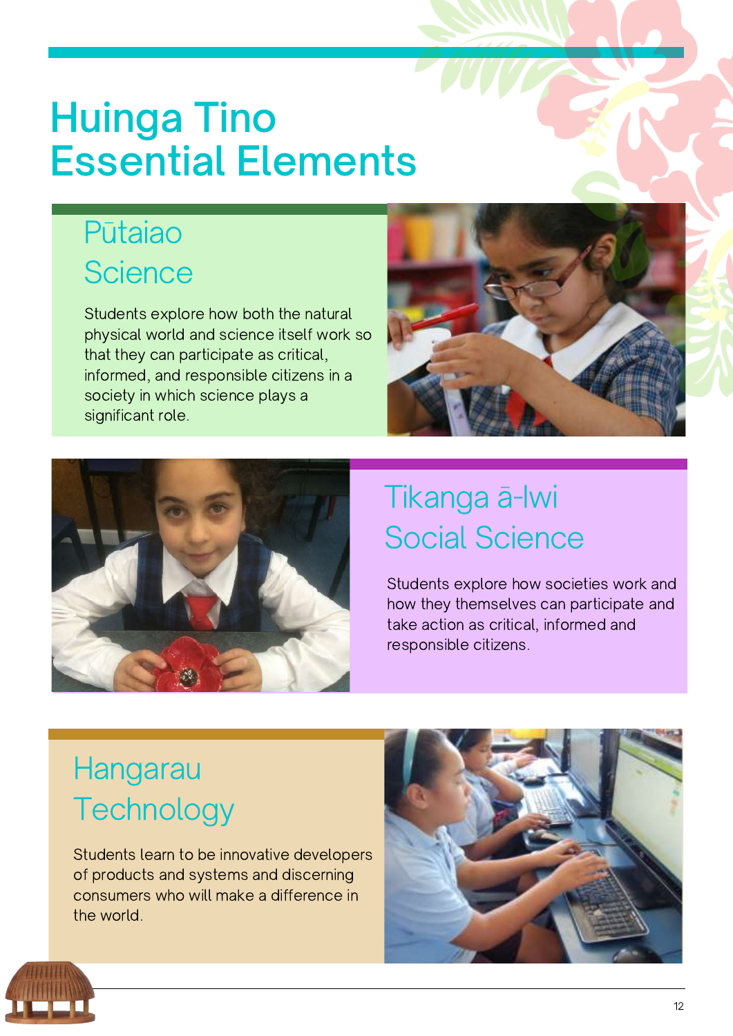# Huinga Tino
# Essential Elements

## Pūtaiao
## Science

Students explore how both the natural physical world and science itself work so that they can participate as critical, informed, and responsible citizens in a society in which science plays a significant role.

## Tikanga ā-Iwi
## Social Science

Students explore how societies work and how they themselves can participate and take action as critical, informed and responsible citizens.

## Hangarau
## Technology

Students learn to be innovative developers of products and systems and discerning consumers who will make a difference in the world.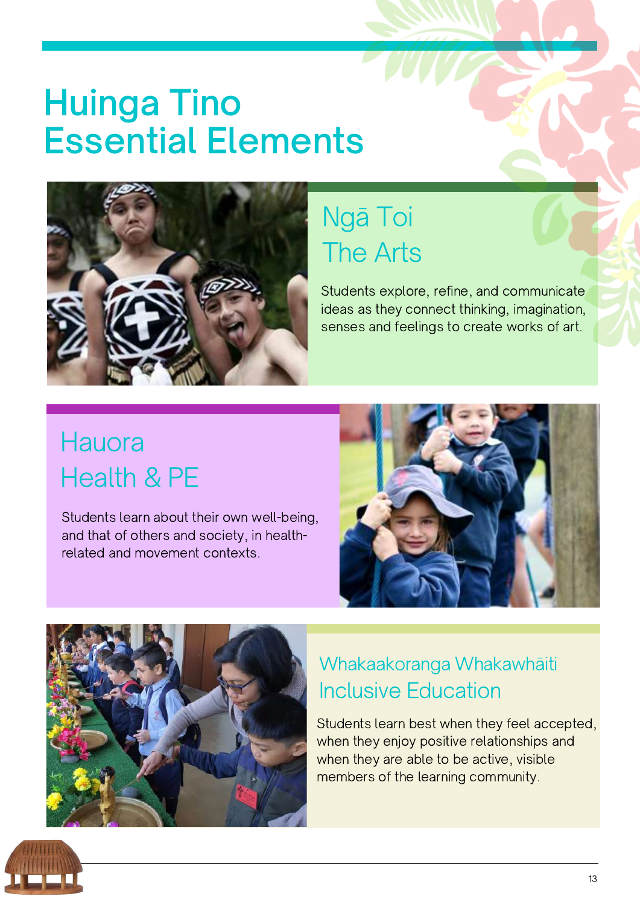# Huinga Tino
# Essential Elements

## Ngā Toi
## The Arts

Students explore, refine, and communicate ideas as they connect thinking, imagination, senses and feelings to create works of art.

## Hauora
## Health & PE

Students learn about their own well-being, and that of others and society, in health-related and movement contexts.

## Whakaakoranga Whakawhāiti
## Inclusive Education

Students learn best when they feel accepted, when they enjoy positive relationships and when they are able to be active, visible members of the learning community.